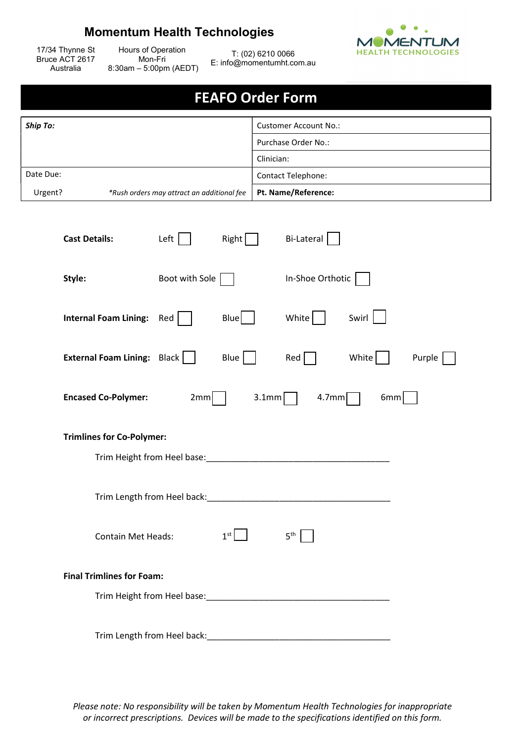## Momentum Health Technologies

17/34 Thynne St
Bruce ACT 2617
Australia

Hours of Operation
Mon-Fri
8:30am – 5:00pm (AEDT)

T: (02) 6210 0066
E: info@momentumht.com.au

# FEAFO Order Form

| ***Ship To:*** | Customer Account No.: |
|---|---|
| | Purchase Order No.: |
| | Clinician: |
| Date Due: | Contact Telephone: |
| Urgent? *\*Rush orders may attract an additional fee* | **Pt. Name/Reference:** |

**Cast Details:** Left ☐ Right ☐ Bi-Lateral ☐

**Style:** Boot with Sole ☐ In-Shoe Orthotic ☐

**Internal Foam Lining:** Red ☐ Blue ☐ White ☐ Swirl ☐

**External Foam Lining:** Black ☐ Blue ☐ Red ☐ White ☐ Purple ☐

**Encased Co-Polymer:** 2mm ☐ 3.1mm ☐ 4.7mm ☐ 6mm ☐

**Trimlines for Co-Polymer:**

Trim Height from Heel base:_______________________________________

Trim Length from Heel back:_______________________________________

Contain Met Heads: 1st ☐ 5th ☐

**Final Trimlines for Foam:**

Trim Height from Heel base:_______________________________________

Trim Length from Heel back:_______________________________________

*Please note: No responsibility will be taken by Momentum Health Technologies for inappropriate or incorrect prescriptions. Devices will be made to the specifications identified on this form.*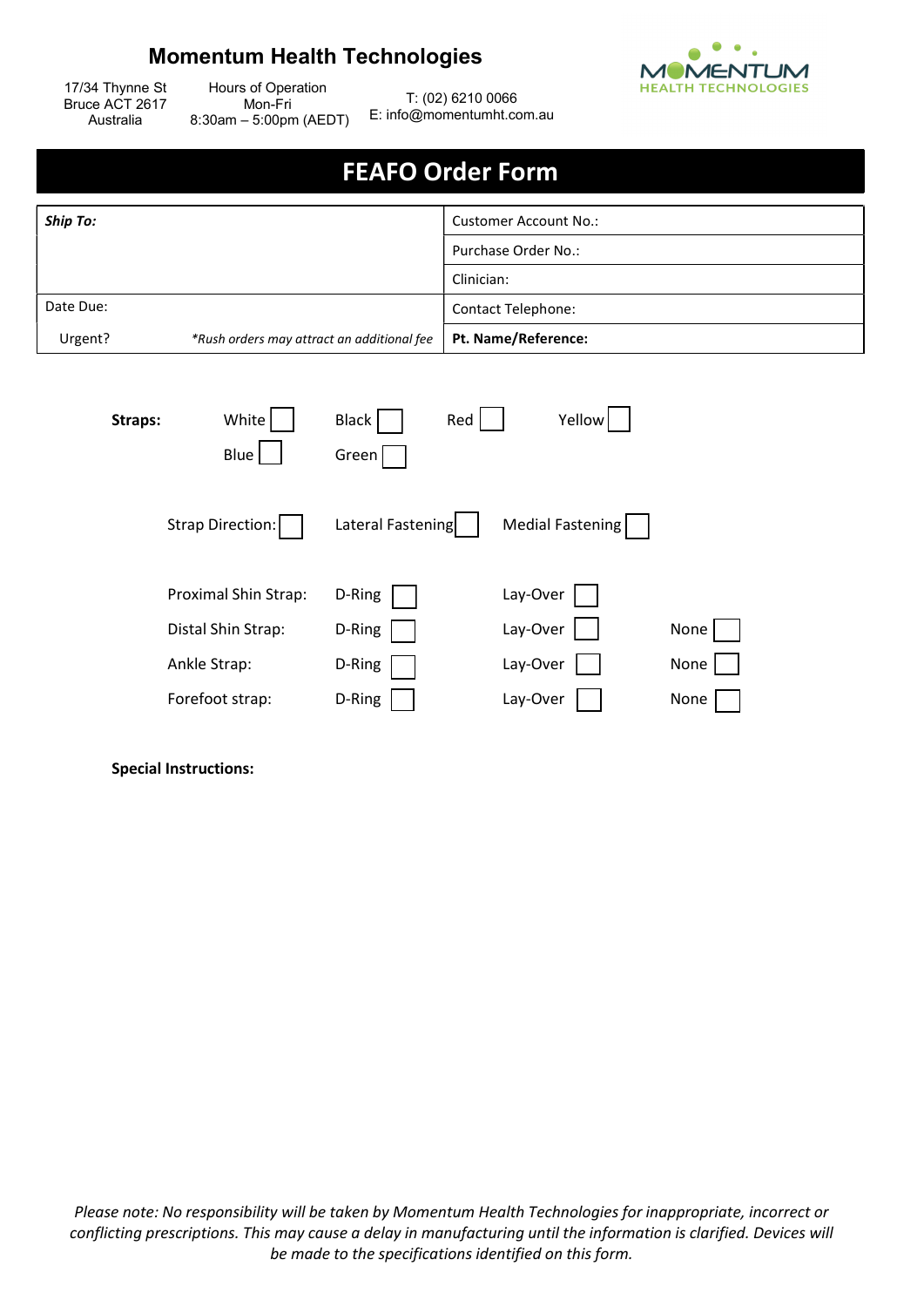# Momentum Health Technologies

17/34 Thynne St
Bruce ACT 2617
Australia

Hours of Operation
Mon-Fri
8:30am – 5:00pm (AEDT)

T: (02) 6210 0066
E: info@momentumht.com.au

MOMENTUM HEALTH TECHNOLOGIES

## FEAFO Order Form

| | |
|---|---|
| ***Ship To:*** | Customer Account No.: |
| | Purchase Order No.: |
| | Clinician: |
| Date Due: | Contact Telephone: |
| Urgent? *\*Rush orders may attract an additional fee* | **Pt. Name/Reference:** |

**Straps:** White ☐ Black ☐ Red ☐ Yellow ☐
Blue ☐ Green ☐

Strap Direction: ☐ Lateral Fastening ☐ Medial Fastening ☐

| | | | |
|---|---|---|---|
| Proximal Shin Strap: | D-Ring ☐ | Lay-Over ☐ | |
| Distal Shin Strap: | D-Ring ☐ | Lay-Over ☐ | None ☐ |
| Ankle Strap: | D-Ring ☐ | Lay-Over ☐ | None ☐ |
| Forefoot strap: | D-Ring ☐ | Lay-Over ☐ | None ☐ |

**Special Instructions:**

*Please note: No responsibility will be taken by Momentum Health Technologies for inappropriate, incorrect or conflicting prescriptions. This may cause a delay in manufacturing until the information is clarified. Devices will be made to the specifications identified on this form.*